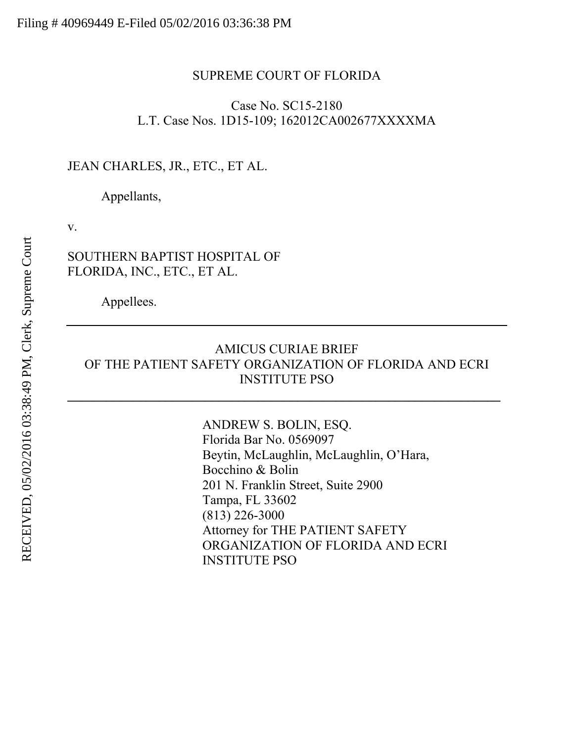Filing # 40969449 E-Filed 05/02/2016 03:36:38 PM

RECEIVED, 05/02/2016 03:38:49 PM, Clerk, Supreme Court

SUPREME COURT OF FLORIDA

Case No. SC15-2180
L.T. Case Nos. 1D15-109; 162012CA002677XXXXMA

JEAN CHARLES, JR., ETC., ET AL.

Appellants,

v.

SOUTHERN BAPTIST HOSPITAL OF FLORIDA, INC., ETC., ET AL.

Appellees.

---

AMICUS CURIAE BRIEF
OF THE PATIENT SAFETY ORGANIZATION OF FLORIDA AND ECRI INSTITUTE PSO

---

ANDREW S. BOLIN, ESQ.
Florida Bar No. 0569097
Beytin, McLaughlin, McLaughlin, O'Hara, Bocchino & Bolin
201 N. Franklin Street, Suite 2900
Tampa, FL 33602
(813) 226-3000
Attorney for THE PATIENT SAFETY ORGANIZATION OF FLORIDA AND ECRI INSTITUTE PSO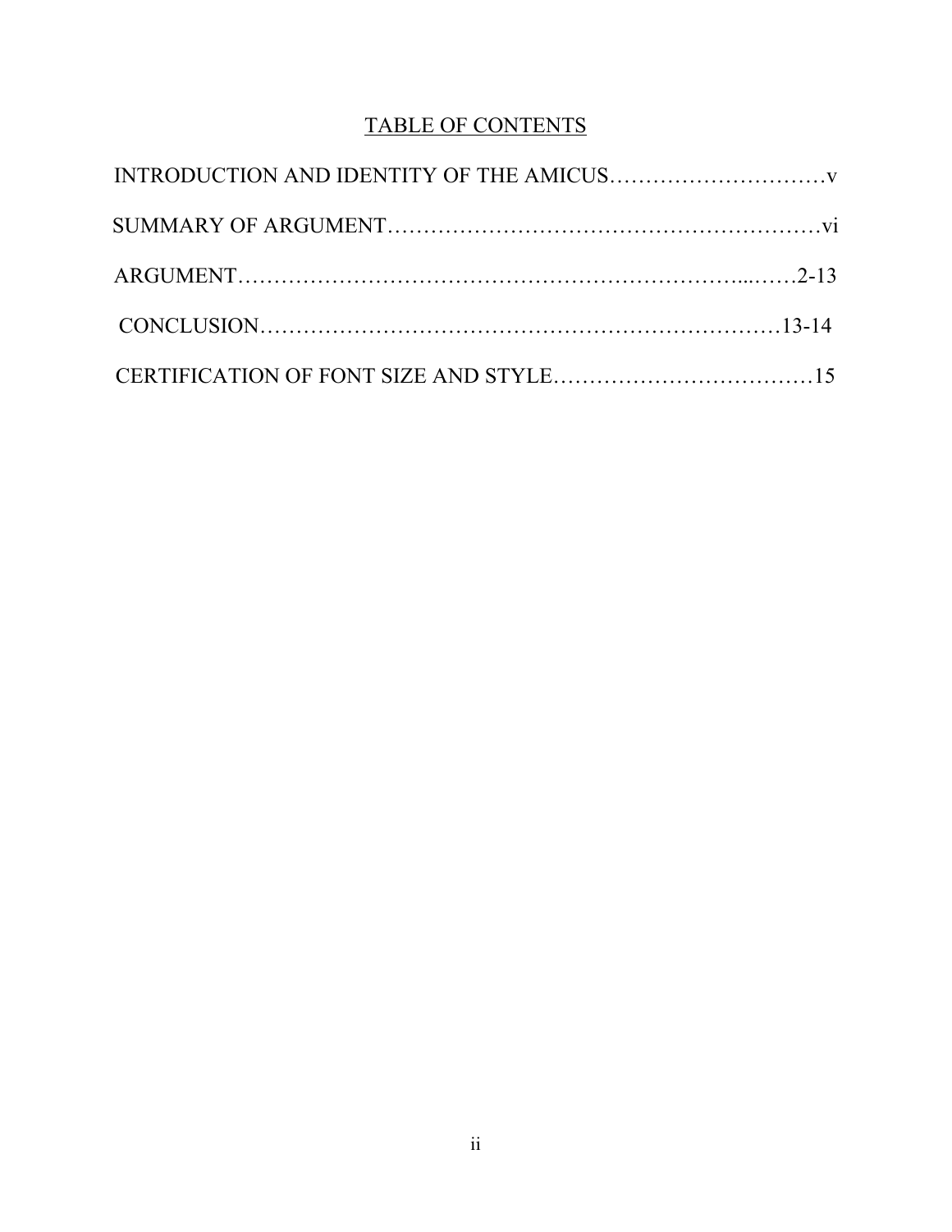# TABLE OF CONTENTS

INTRODUCTION AND IDENTITY OF THE AMICUS…………………………v

SUMMARY OF ARGUMENT……………………………………………………vi

ARGUMENT…………………………………………………………...……2-13

CONCLUSION…………………………………………………………13-14

CERTIFICATION OF FONT SIZE AND STYLE………………………………15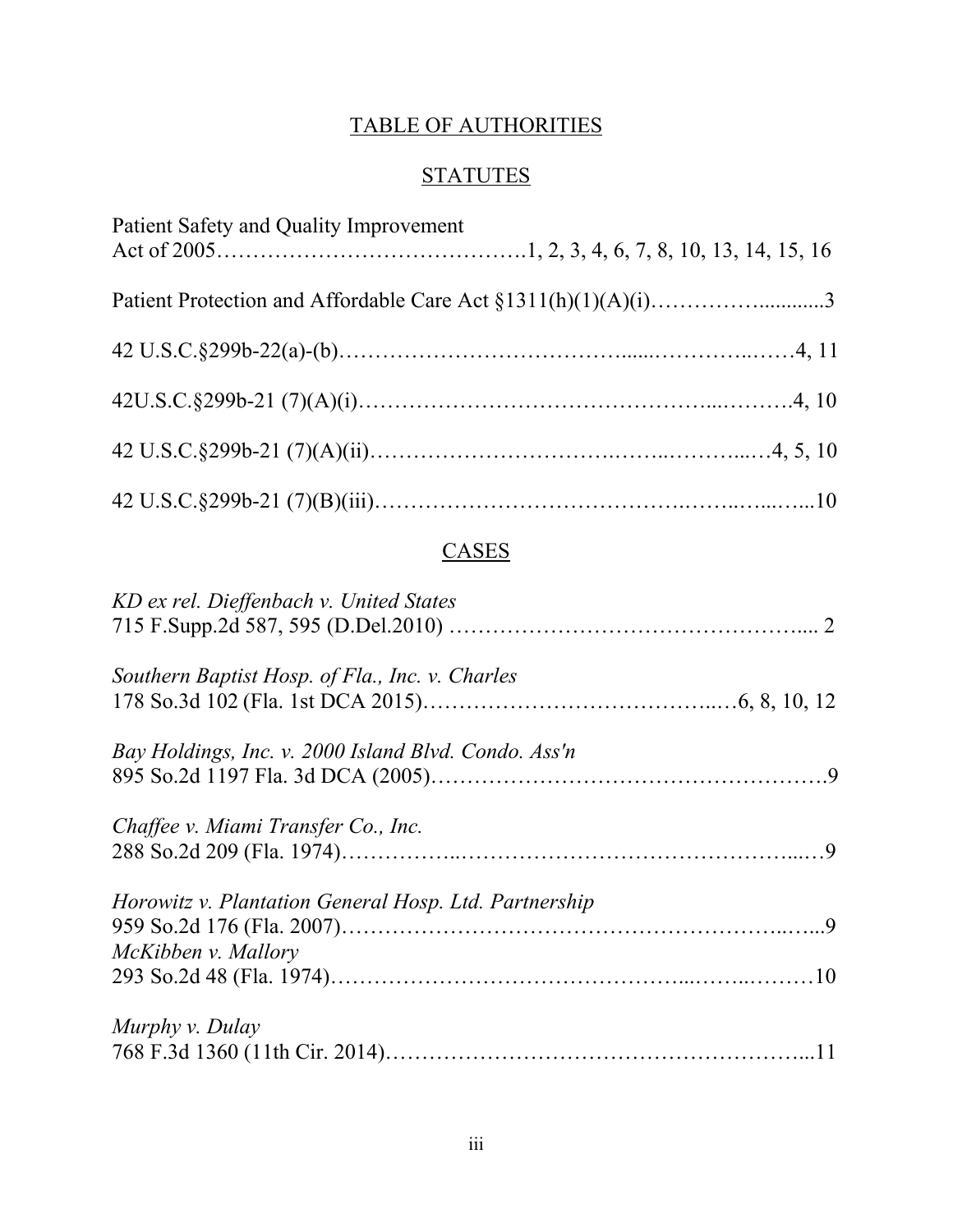# TABLE OF AUTHORITIES

## STATUTES

Patient Safety and Quality Improvement Act of 2005……………………………………1, 2, 3, 4, 6, 7, 8, 10, 13, 14, 15, 16

Patient Protection and Affordable Care Act §1311(h)(1)(A)(i)……………............3

42 U.S.C.§299b-22(a)-(b)……………………………………......…………..……4, 11

42U.S.C.§299b-21 (7)(A)(i)…………………………………………...……….4, 10

42 U.S.C.§299b-21 (7)(A)(ii)……………………………..……..………...…4, 5, 10

42 U.S.C.§299b-21 (7)(B)(iii)……………………………………..……..…...…...10

## CASES

*KD ex rel. Dieffenbach v. United States*
715 F.Supp.2d 587, 595 (D.Del.2010) …………………………………………..... 2

*Southern Baptist Hosp. of Fla., Inc. v. Charles*
178 So.3d 102 (Fla. 1st DCA 2015)…………………………………..…6, 8, 10, 12

*Bay Holdings, Inc. v. 2000 Island Blvd. Condo. Ass'n*
895 So.2d 1197 Fla. 3d DCA (2005)……………………………………………….9

*Chaffee v. Miami Transfer Co., Inc.*
288 So.2d 209 (Fla. 1974)……………..…………………………………………...…9

*Horowitz v. Plantation General Hosp. Ltd. Partnership*
959 So.2d 176 (Fla. 2007)……………………………………………………..…...9

*McKibben v. Mallory*
293 So.2d 48 (Fla. 1974)………………………………………..……..………10

*Murphy v. Dulay*
768 F.3d 1360 (11th Cir. 2014)………………………………………………...11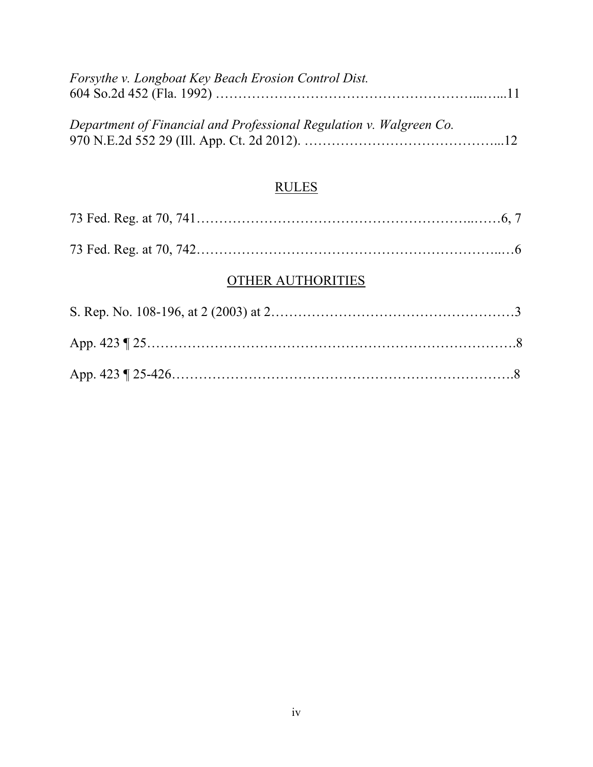*Forsythe v. Longboat Key Beach Erosion Control Dist.*
604 So.2d 452 (Fla. 1992) …………………………………………………...…...11

*Department of Financial and Professional Regulation v. Walgreen Co.*
970 N.E.2d 552 29 (Ill. App. Ct. 2d 2012). ……………………………………...12

## RULES

73 Fed. Reg. at 70, 741…………………………………………………...……6, 7

73 Fed. Reg. at 70, 742………………………………………………………...…6

## OTHER AUTHORITIES

S. Rep. No. 108-196, at 2 (2003) at 2………………………………………………3

App. 423 ¶ 25……………………………………………………………………….8

App. 423 ¶ 25-426…………………………………………………………………..8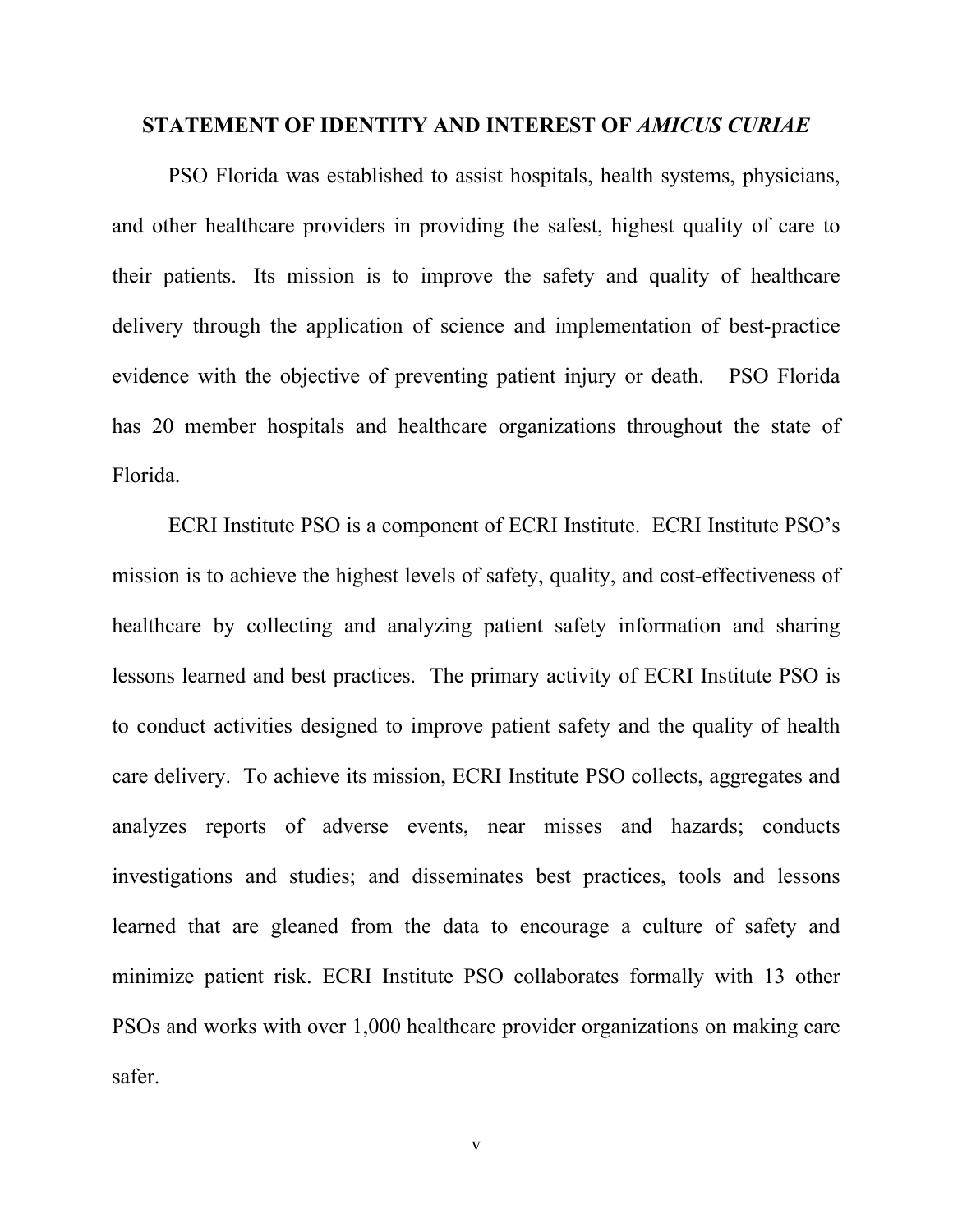## STATEMENT OF IDENTITY AND INTEREST OF *AMICUS CURIAE*

PSO Florida was established to assist hospitals, health systems, physicians, and other healthcare providers in providing the safest, highest quality of care to their patients. Its mission is to improve the safety and quality of healthcare delivery through the application of science and implementation of best-practice evidence with the objective of preventing patient injury or death. PSO Florida has 20 member hospitals and healthcare organizations throughout the state of Florida.

ECRI Institute PSO is a component of ECRI Institute. ECRI Institute PSO's mission is to achieve the highest levels of safety, quality, and cost-effectiveness of healthcare by collecting and analyzing patient safety information and sharing lessons learned and best practices. The primary activity of ECRI Institute PSO is to conduct activities designed to improve patient safety and the quality of health care delivery. To achieve its mission, ECRI Institute PSO collects, aggregates and analyzes reports of adverse events, near misses and hazards; conducts investigations and studies; and disseminates best practices, tools and lessons learned that are gleaned from the data to encourage a culture of safety and minimize patient risk. ECRI Institute PSO collaborates formally with 13 other PSOs and works with over 1,000 healthcare provider organizations on making care safer.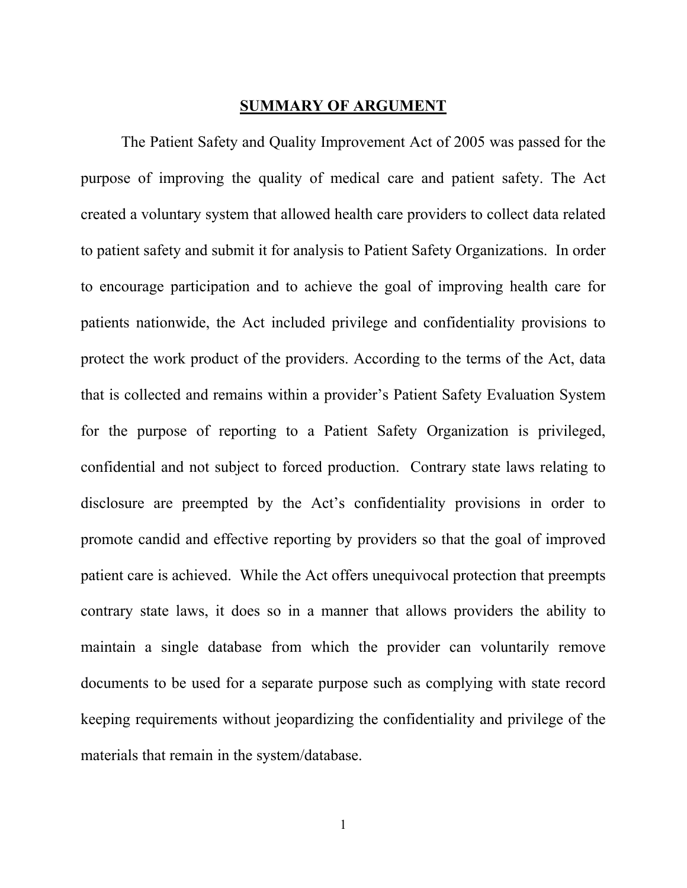## SUMMARY OF ARGUMENT

The Patient Safety and Quality Improvement Act of 2005 was passed for the purpose of improving the quality of medical care and patient safety. The Act created a voluntary system that allowed health care providers to collect data related to patient safety and submit it for analysis to Patient Safety Organizations. In order to encourage participation and to achieve the goal of improving health care for patients nationwide, the Act included privilege and confidentiality provisions to protect the work product of the providers. According to the terms of the Act, data that is collected and remains within a provider's Patient Safety Evaluation System for the purpose of reporting to a Patient Safety Organization is privileged, confidential and not subject to forced production. Contrary state laws relating to disclosure are preempted by the Act's confidentiality provisions in order to promote candid and effective reporting by providers so that the goal of improved patient care is achieved. While the Act offers unequivocal protection that preempts contrary state laws, it does so in a manner that allows providers the ability to maintain a single database from which the provider can voluntarily remove documents to be used for a separate purpose such as complying with state record keeping requirements without jeopardizing the confidentiality and privilege of the materials that remain in the system/database.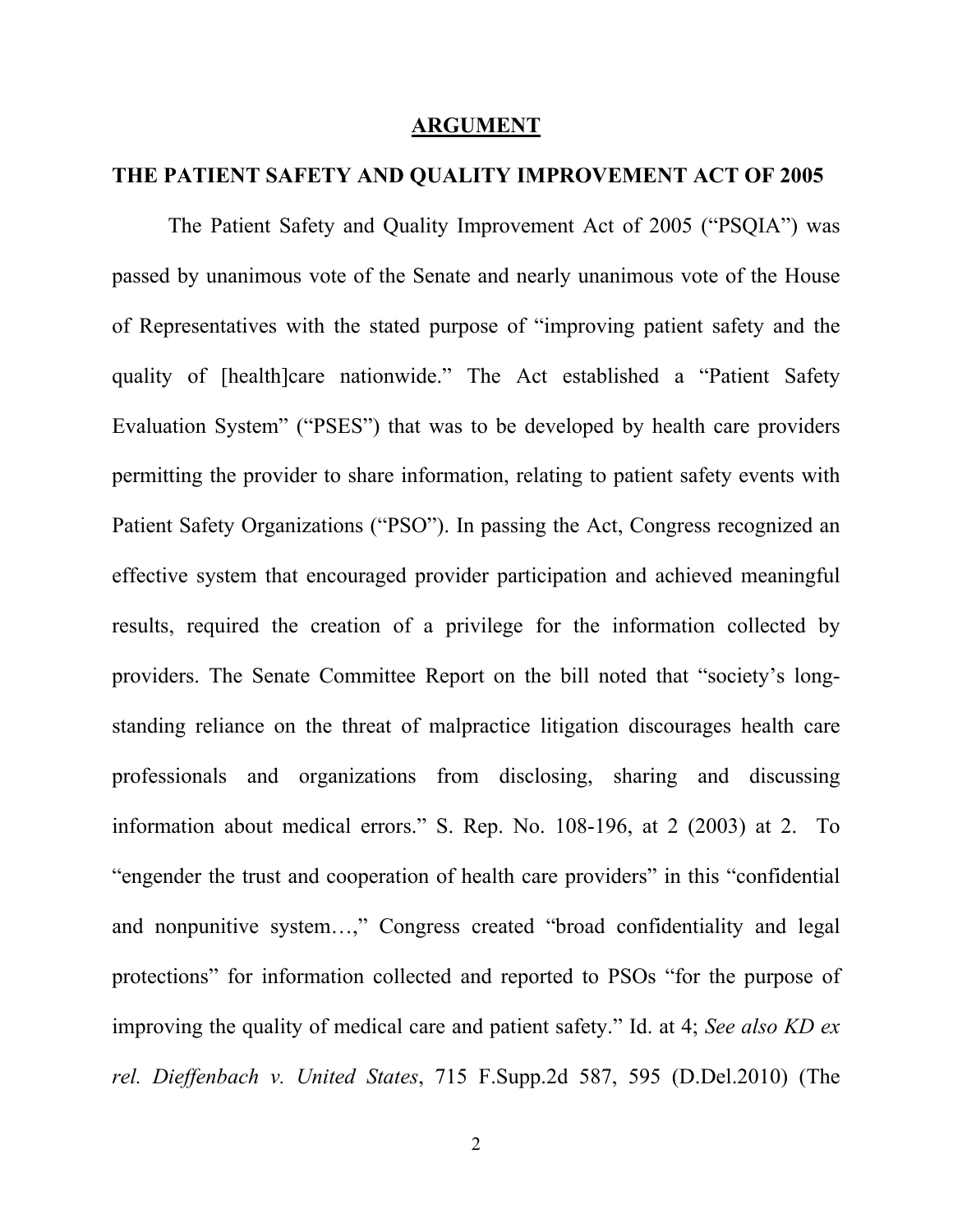## ARGUMENT

### THE PATIENT SAFETY AND QUALITY IMPROVEMENT ACT OF 2005

The Patient Safety and Quality Improvement Act of 2005 ("PSQIA") was passed by unanimous vote of the Senate and nearly unanimous vote of the House of Representatives with the stated purpose of "improving patient safety and the quality of [health]care nationwide." The Act established a "Patient Safety Evaluation System" ("PSES") that was to be developed by health care providers permitting the provider to share information, relating to patient safety events with Patient Safety Organizations ("PSO"). In passing the Act, Congress recognized an effective system that encouraged provider participation and achieved meaningful results, required the creation of a privilege for the information collected by providers. The Senate Committee Report on the bill noted that "society's long-standing reliance on the threat of malpractice litigation discourages health care professionals and organizations from disclosing, sharing and discussing information about medical errors." S. Rep. No. 108-196, at 2 (2003) at 2. To "engender the trust and cooperation of health care providers" in this "confidential and nonpunitive system…," Congress created "broad confidentiality and legal protections" for information collected and reported to PSOs "for the purpose of improving the quality of medical care and patient safety." Id. at 4; *See also KD ex rel. Dieffenbach v. United States*, 715 F.Supp.2d 587, 595 (D.Del.2010) (The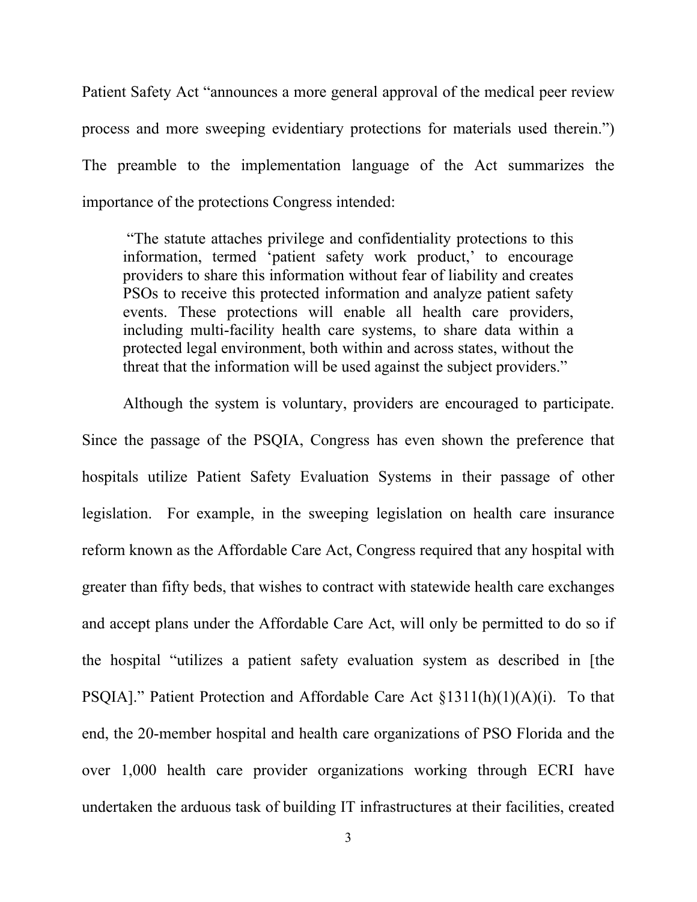Patient Safety Act "announces a more general approval of the medical peer review process and more sweeping evidentiary protections for materials used therein.") The preamble to the implementation language of the Act summarizes the importance of the protections Congress intended:

> "The statute attaches privilege and confidentiality protections to this information, termed 'patient safety work product,' to encourage providers to share this information without fear of liability and creates PSOs to receive this protected information and analyze patient safety events. These protections will enable all health care providers, including multi-facility health care systems, to share data within a protected legal environment, both within and across states, without the threat that the information will be used against the subject providers."

Although the system is voluntary, providers are encouraged to participate. Since the passage of the PSQIA, Congress has even shown the preference that hospitals utilize Patient Safety Evaluation Systems in their passage of other legislation. For example, in the sweeping legislation on health care insurance reform known as the Affordable Care Act, Congress required that any hospital with greater than fifty beds, that wishes to contract with statewide health care exchanges and accept plans under the Affordable Care Act, will only be permitted to do so if the hospital "utilizes a patient safety evaluation system as described in [the PSQIA]." Patient Protection and Affordable Care Act §1311(h)(1)(A)(i). To that end, the 20-member hospital and health care organizations of PSO Florida and the over 1,000 health care provider organizations working through ECRI have undertaken the arduous task of building IT infrastructures at their facilities, created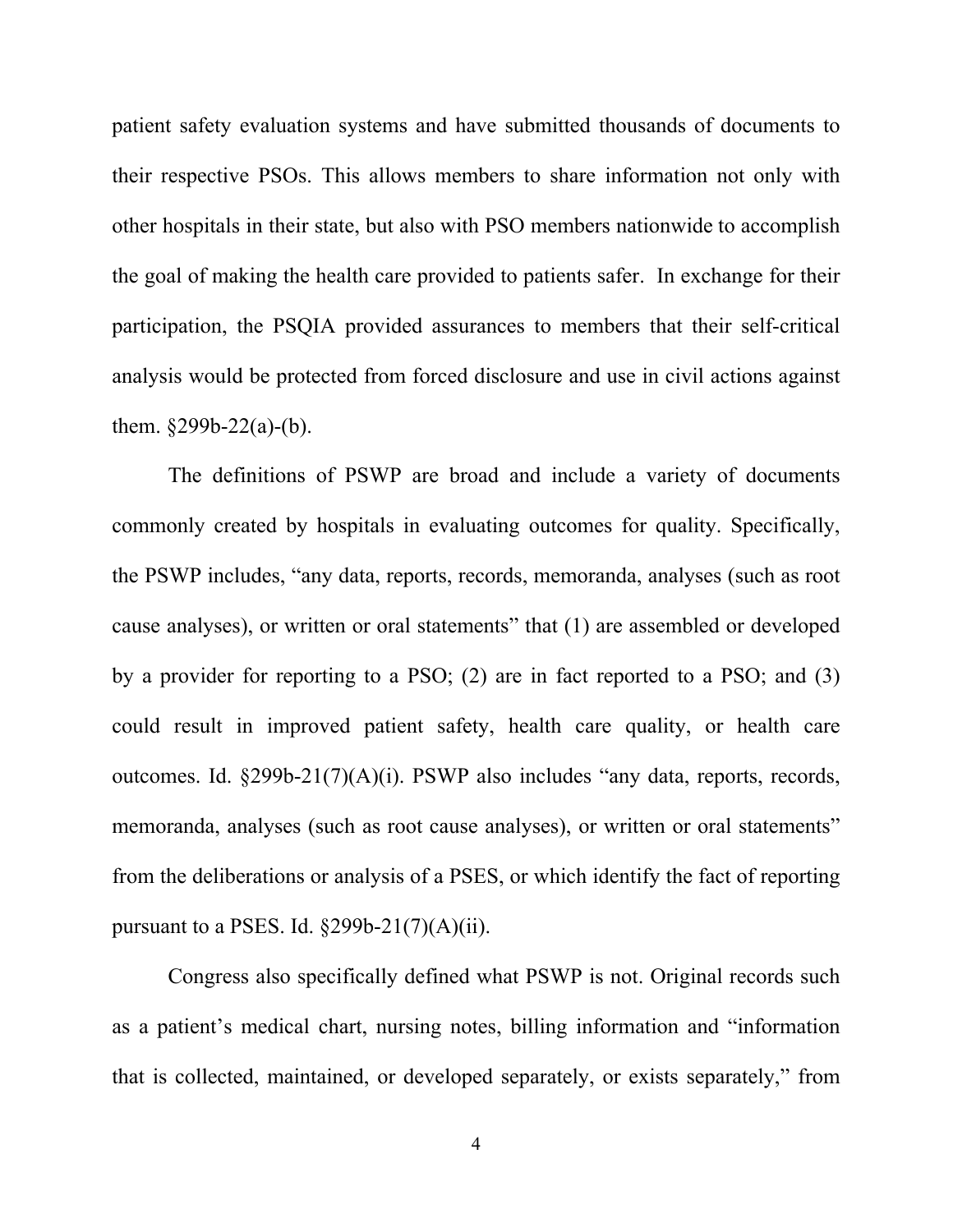patient safety evaluation systems and have submitted thousands of documents to their respective PSOs. This allows members to share information not only with other hospitals in their state, but also with PSO members nationwide to accomplish the goal of making the health care provided to patients safer. In exchange for their participation, the PSQIA provided assurances to members that their self-critical analysis would be protected from forced disclosure and use in civil actions against them. §299b-22(a)-(b).

The definitions of PSWP are broad and include a variety of documents commonly created by hospitals in evaluating outcomes for quality. Specifically, the PSWP includes, "any data, reports, records, memoranda, analyses (such as root cause analyses), or written or oral statements" that (1) are assembled or developed by a provider for reporting to a PSO; (2) are in fact reported to a PSO; and (3) could result in improved patient safety, health care quality, or health care outcomes. Id. §299b-21(7)(A)(i). PSWP also includes "any data, reports, records, memoranda, analyses (such as root cause analyses), or written or oral statements" from the deliberations or analysis of a PSES, or which identify the fact of reporting pursuant to a PSES. Id. §299b-21(7)(A)(ii).

Congress also specifically defined what PSWP is not. Original records such as a patient's medical chart, nursing notes, billing information and "information that is collected, maintained, or developed separately, or exists separately," from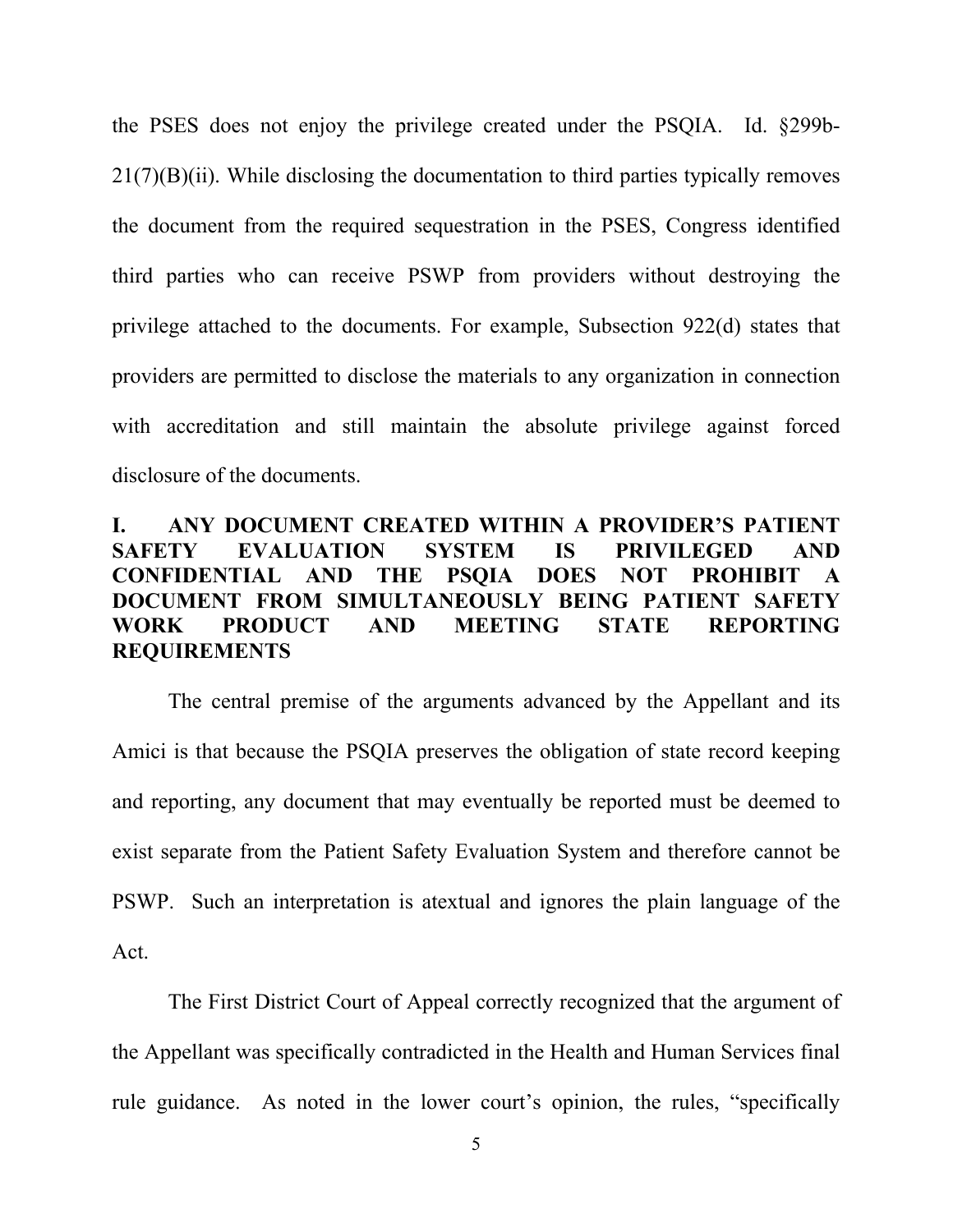the PSES does not enjoy the privilege created under the PSQIA. Id. §299b-21(7)(B)(ii). While disclosing the documentation to third parties typically removes the document from the required sequestration in the PSES, Congress identified third parties who can receive PSWP from providers without destroying the privilege attached to the documents. For example, Subsection 922(d) states that providers are permitted to disclose the materials to any organization in connection with accreditation and still maintain the absolute privilege against forced disclosure of the documents.

## I. ANY DOCUMENT CREATED WITHIN A PROVIDER'S PATIENT SAFETY EVALUATION SYSTEM IS PRIVILEGED AND CONFIDENTIAL AND THE PSQIA DOES NOT PROHIBIT A DOCUMENT FROM SIMULTANEOUSLY BEING PATIENT SAFETY WORK PRODUCT AND MEETING STATE REPORTING REQUIREMENTS

The central premise of the arguments advanced by the Appellant and its Amici is that because the PSQIA preserves the obligation of state record keeping and reporting, any document that may eventually be reported must be deemed to exist separate from the Patient Safety Evaluation System and therefore cannot be PSWP. Such an interpretation is atextual and ignores the plain language of the Act.

The First District Court of Appeal correctly recognized that the argument of the Appellant was specifically contradicted in the Health and Human Services final rule guidance. As noted in the lower court's opinion, the rules, "specifically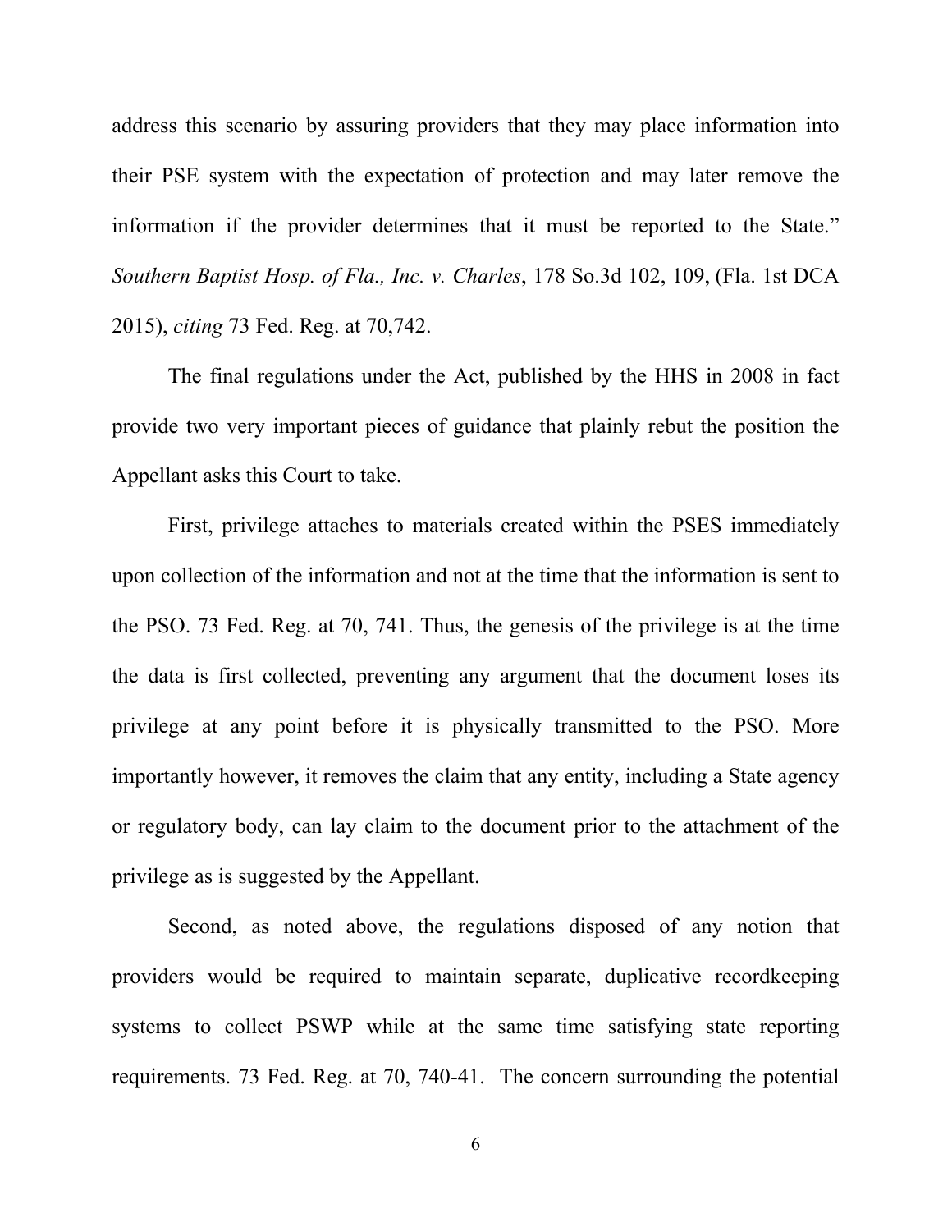address this scenario by assuring providers that they may place information into their PSE system with the expectation of protection and may later remove the information if the provider determines that it must be reported to the State." *Southern Baptist Hosp. of Fla., Inc. v. Charles*, 178 So.3d 102, 109, (Fla. 1st DCA 2015), *citing* 73 Fed. Reg. at 70,742.

The final regulations under the Act, published by the HHS in 2008 in fact provide two very important pieces of guidance that plainly rebut the position the Appellant asks this Court to take.

First, privilege attaches to materials created within the PSES immediately upon collection of the information and not at the time that the information is sent to the PSO. 73 Fed. Reg. at 70, 741. Thus, the genesis of the privilege is at the time the data is first collected, preventing any argument that the document loses its privilege at any point before it is physically transmitted to the PSO. More importantly however, it removes the claim that any entity, including a State agency or regulatory body, can lay claim to the document prior to the attachment of the privilege as is suggested by the Appellant.

Second, as noted above, the regulations disposed of any notion that providers would be required to maintain separate, duplicative recordkeeping systems to collect PSWP while at the same time satisfying state reporting requirements. 73 Fed. Reg. at 70, 740-41. The concern surrounding the potential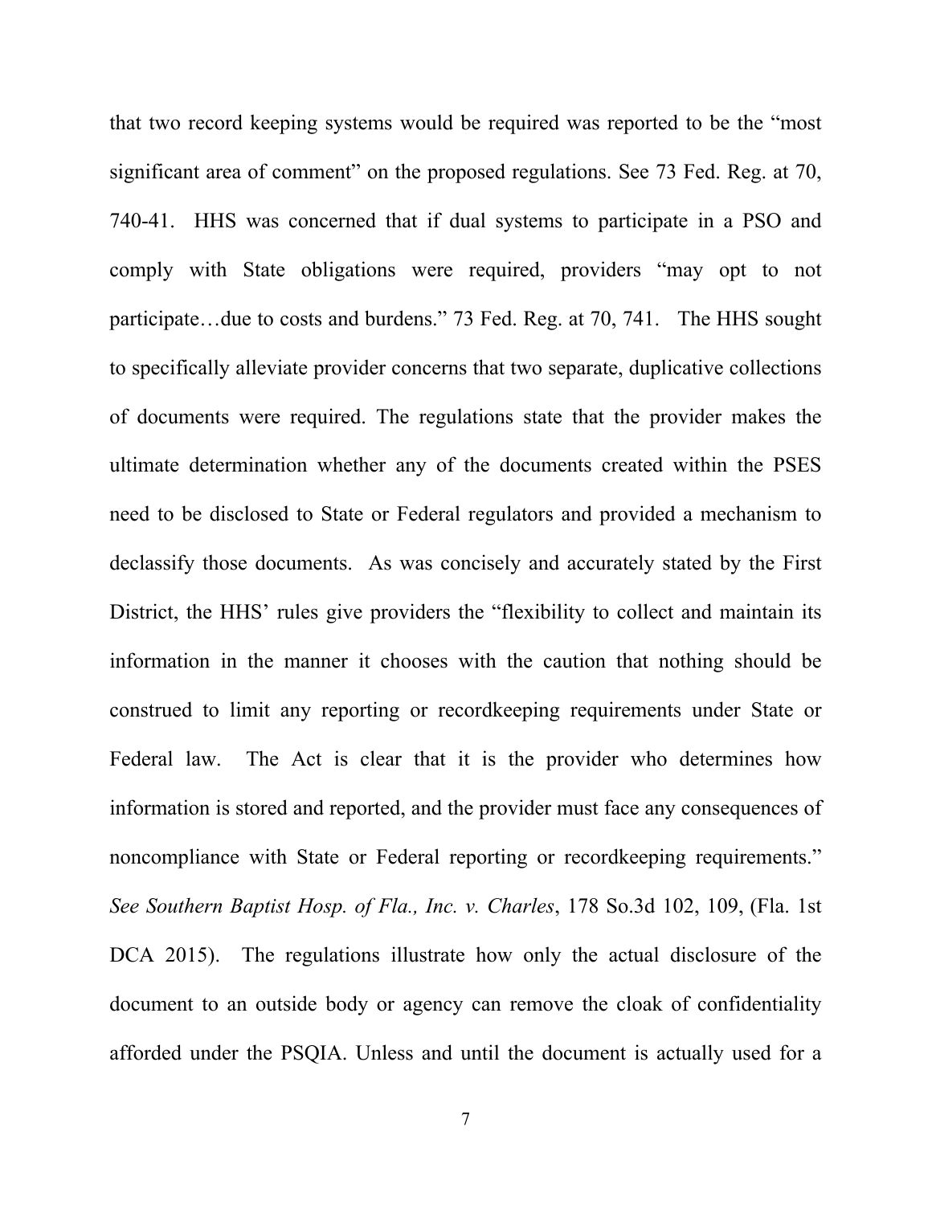that two record keeping systems would be required was reported to be the "most significant area of comment" on the proposed regulations. See 73 Fed. Reg. at 70, 740-41. HHS was concerned that if dual systems to participate in a PSO and comply with State obligations were required, providers "may opt to not participate…due to costs and burdens." 73 Fed. Reg. at 70, 741. The HHS sought to specifically alleviate provider concerns that two separate, duplicative collections of documents were required. The regulations state that the provider makes the ultimate determination whether any of the documents created within the PSES need to be disclosed to State or Federal regulators and provided a mechanism to declassify those documents. As was concisely and accurately stated by the First District, the HHS' rules give providers the "flexibility to collect and maintain its information in the manner it chooses with the caution that nothing should be construed to limit any reporting or recordkeeping requirements under State or Federal law. The Act is clear that it is the provider who determines how information is stored and reported, and the provider must face any consequences of noncompliance with State or Federal reporting or recordkeeping requirements." *See Southern Baptist Hosp. of Fla., Inc. v. Charles*, 178 So.3d 102, 109, (Fla. 1st DCA 2015). The regulations illustrate how only the actual disclosure of the document to an outside body or agency can remove the cloak of confidentiality afforded under the PSQIA. Unless and until the document is actually used for a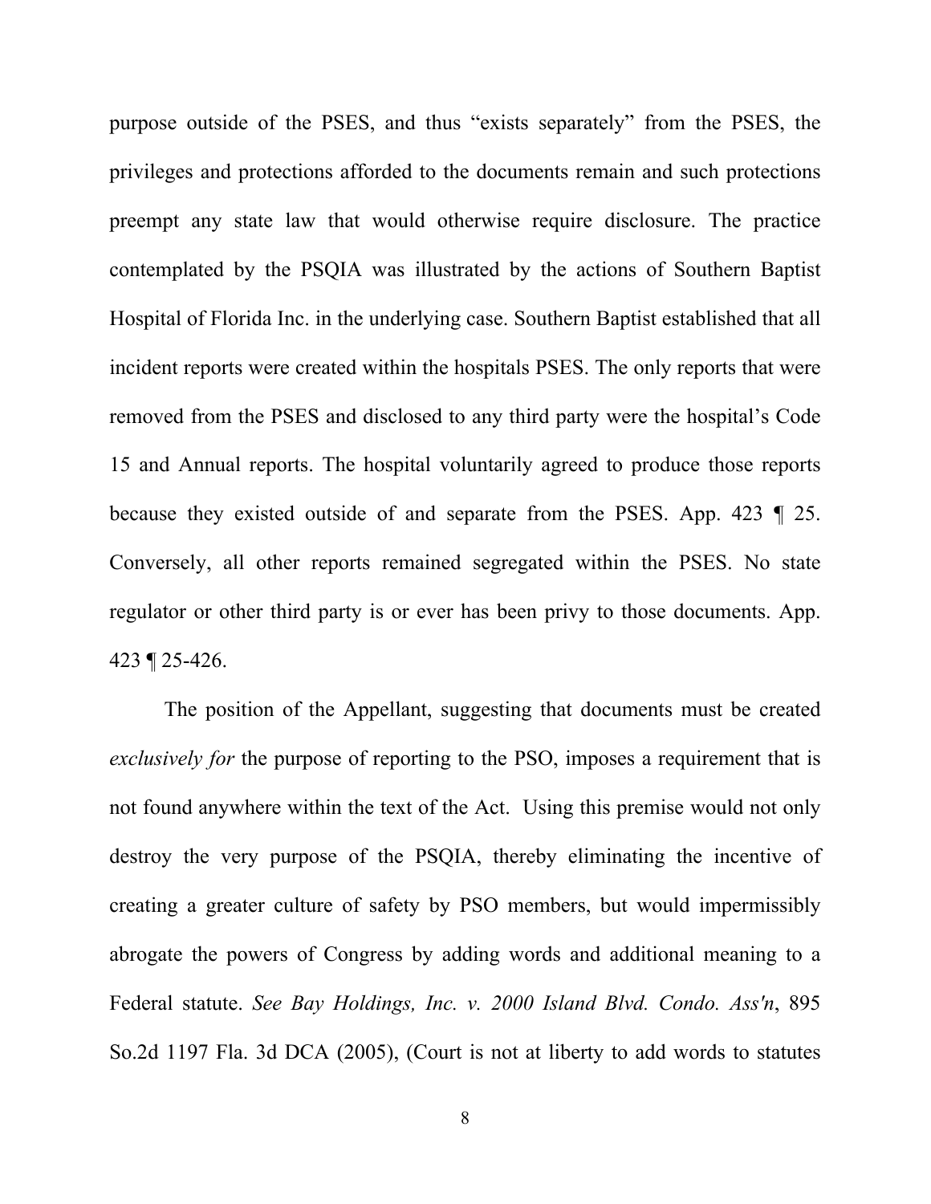purpose outside of the PSES, and thus "exists separately" from the PSES, the privileges and protections afforded to the documents remain and such protections preempt any state law that would otherwise require disclosure. The practice contemplated by the PSQIA was illustrated by the actions of Southern Baptist Hospital of Florida Inc. in the underlying case. Southern Baptist established that all incident reports were created within the hospitals PSES. The only reports that were removed from the PSES and disclosed to any third party were the hospital's Code 15 and Annual reports. The hospital voluntarily agreed to produce those reports because they existed outside of and separate from the PSES. App. 423 ¶ 25. Conversely, all other reports remained segregated within the PSES. No state regulator or other third party is or ever has been privy to those documents. App. 423 ¶ 25-426.

The position of the Appellant, suggesting that documents must be created *exclusively for* the purpose of reporting to the PSO, imposes a requirement that is not found anywhere within the text of the Act. Using this premise would not only destroy the very purpose of the PSQIA, thereby eliminating the incentive of creating a greater culture of safety by PSO members, but would impermissibly abrogate the powers of Congress by adding words and additional meaning to a Federal statute. *See Bay Holdings, Inc. v. 2000 Island Blvd. Condo. Ass'n*, 895 So.2d 1197 Fla. 3d DCA (2005), (Court is not at liberty to add words to statutes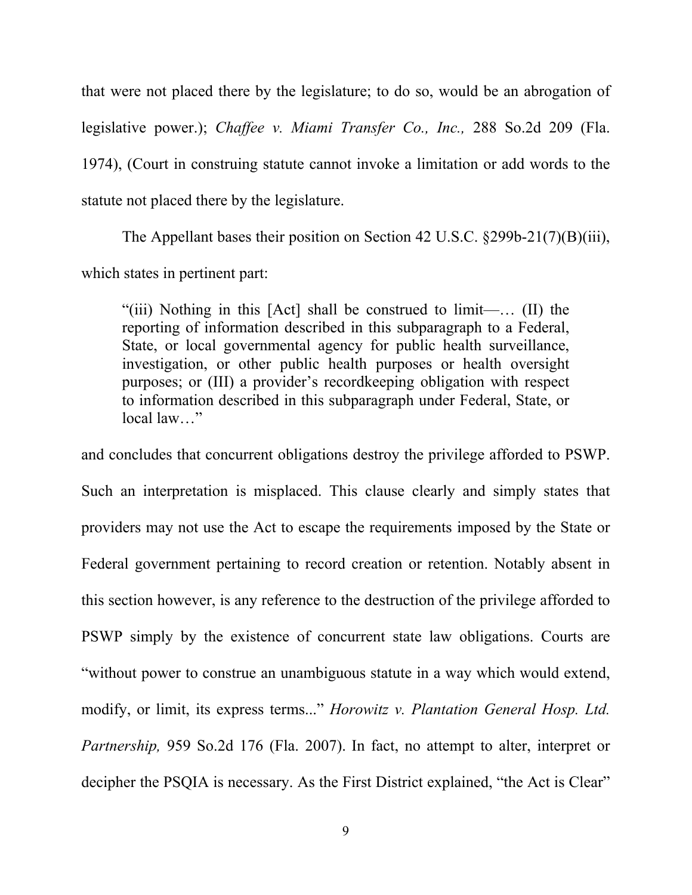that were not placed there by the legislature; to do so, would be an abrogation of legislative power.); *Chaffee v. Miami Transfer Co., Inc.,* 288 So.2d 209 (Fla. 1974), (Court in construing statute cannot invoke a limitation or add words to the statute not placed there by the legislature.

The Appellant bases their position on Section 42 U.S.C. §299b-21(7)(B)(iii), which states in pertinent part:

> "(iii) Nothing in this [Act] shall be construed to limit—… (II) the reporting of information described in this subparagraph to a Federal, State, or local governmental agency for public health surveillance, investigation, or other public health purposes or health oversight purposes; or (III) a provider's recordkeeping obligation with respect to information described in this subparagraph under Federal, State, or local law…"

and concludes that concurrent obligations destroy the privilege afforded to PSWP. Such an interpretation is misplaced. This clause clearly and simply states that providers may not use the Act to escape the requirements imposed by the State or Federal government pertaining to record creation or retention. Notably absent in this section however, is any reference to the destruction of the privilege afforded to PSWP simply by the existence of concurrent state law obligations. Courts are "without power to construe an unambiguous statute in a way which would extend, modify, or limit, its express terms..." *Horowitz v. Plantation General Hosp. Ltd. Partnership,* 959 So.2d 176 (Fla. 2007). In fact, no attempt to alter, interpret or decipher the PSQIA is necessary. As the First District explained, "the Act is Clear"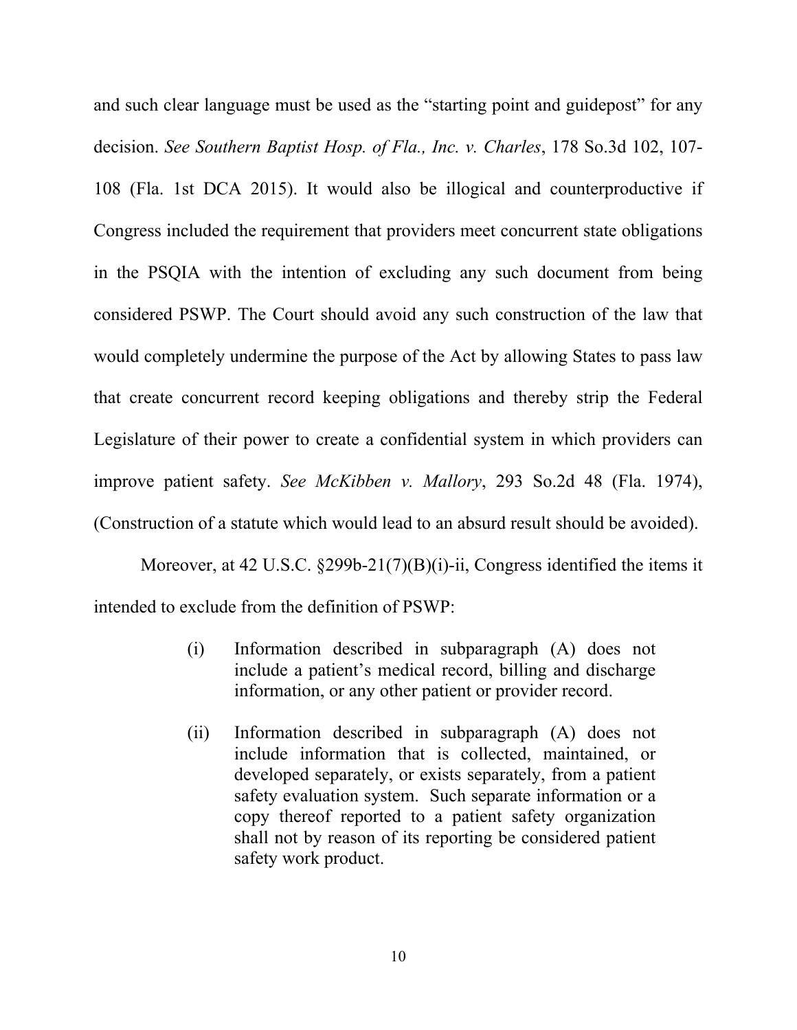and such clear language must be used as the "starting point and guidepost" for any decision. *See Southern Baptist Hosp. of Fla., Inc. v. Charles*, 178 So.3d 102, 107-108 (Fla. 1st DCA 2015). It would also be illogical and counterproductive if Congress included the requirement that providers meet concurrent state obligations in the PSQIA with the intention of excluding any such document from being considered PSWP. The Court should avoid any such construction of the law that would completely undermine the purpose of the Act by allowing States to pass law that create concurrent record keeping obligations and thereby strip the Federal Legislature of their power to create a confidential system in which providers can improve patient safety. *See McKibben v. Mallory*, 293 So.2d 48 (Fla. 1974), (Construction of a statute which would lead to an absurd result should be avoided).

Moreover, at 42 U.S.C. §299b-21(7)(B)(i)-ii, Congress identified the items it intended to exclude from the definition of PSWP:

> (i) Information described in subparagraph (A) does not include a patient's medical record, billing and discharge information, or any other patient or provider record.
>
> (ii) Information described in subparagraph (A) does not include information that is collected, maintained, or developed separately, or exists separately, from a patient safety evaluation system. Such separate information or a copy thereof reported to a patient safety organization shall not by reason of its reporting be considered patient safety work product.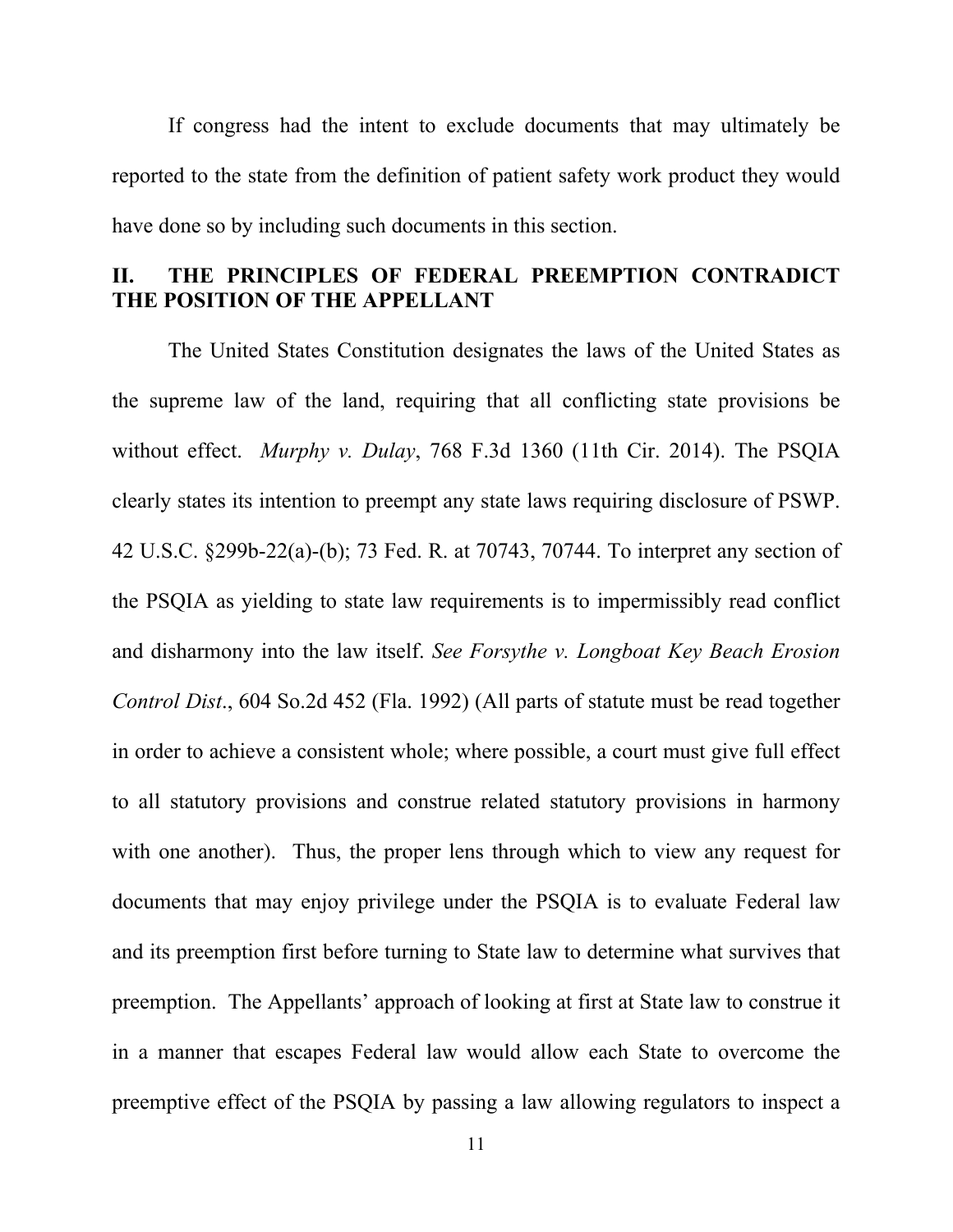If congress had the intent to exclude documents that may ultimately be reported to the state from the definition of patient safety work product they would have done so by including such documents in this section.

## II. THE PRINCIPLES OF FEDERAL PREEMPTION CONTRADICT THE POSITION OF THE APPELLANT

The United States Constitution designates the laws of the United States as the supreme law of the land, requiring that all conflicting state provisions be without effect. *Murphy v. Dulay*, 768 F.3d 1360 (11th Cir. 2014). The PSQIA clearly states its intention to preempt any state laws requiring disclosure of PSWP. 42 U.S.C. §299b-22(a)-(b); 73 Fed. R. at 70743, 70744. To interpret any section of the PSQIA as yielding to state law requirements is to impermissibly read conflict and disharmony into the law itself. *See Forsythe v. Longboat Key Beach Erosion Control Dist*., 604 So.2d 452 (Fla. 1992) (All parts of statute must be read together in order to achieve a consistent whole; where possible, a court must give full effect to all statutory provisions and construe related statutory provisions in harmony with one another). Thus, the proper lens through which to view any request for documents that may enjoy privilege under the PSQIA is to evaluate Federal law and its preemption first before turning to State law to determine what survives that preemption. The Appellants' approach of looking at first at State law to construe it in a manner that escapes Federal law would allow each State to overcome the preemptive effect of the PSQIA by passing a law allowing regulators to inspect a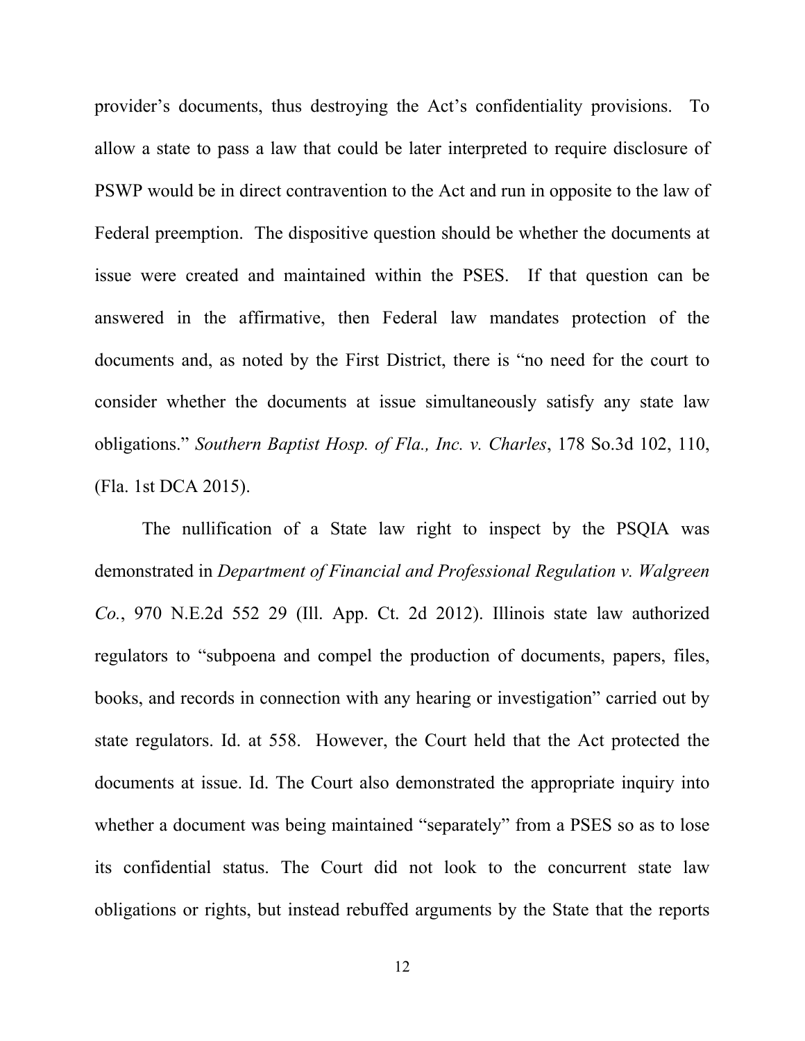provider's documents, thus destroying the Act's confidentiality provisions. To allow a state to pass a law that could be later interpreted to require disclosure of PSWP would be in direct contravention to the Act and run in opposite to the law of Federal preemption. The dispositive question should be whether the documents at issue were created and maintained within the PSES. If that question can be answered in the affirmative, then Federal law mandates protection of the documents and, as noted by the First District, there is "no need for the court to consider whether the documents at issue simultaneously satisfy any state law obligations." *Southern Baptist Hosp. of Fla., Inc. v. Charles*, 178 So.3d 102, 110, (Fla. 1st DCA 2015).

The nullification of a State law right to inspect by the PSQIA was demonstrated in *Department of Financial and Professional Regulation v. Walgreen Co.*, 970 N.E.2d 552 29 (Ill. App. Ct. 2d 2012). Illinois state law authorized regulators to "subpoena and compel the production of documents, papers, files, books, and records in connection with any hearing or investigation" carried out by state regulators. Id. at 558. However, the Court held that the Act protected the documents at issue. Id. The Court also demonstrated the appropriate inquiry into whether a document was being maintained "separately" from a PSES so as to lose its confidential status. The Court did not look to the concurrent state law obligations or rights, but instead rebuffed arguments by the State that the reports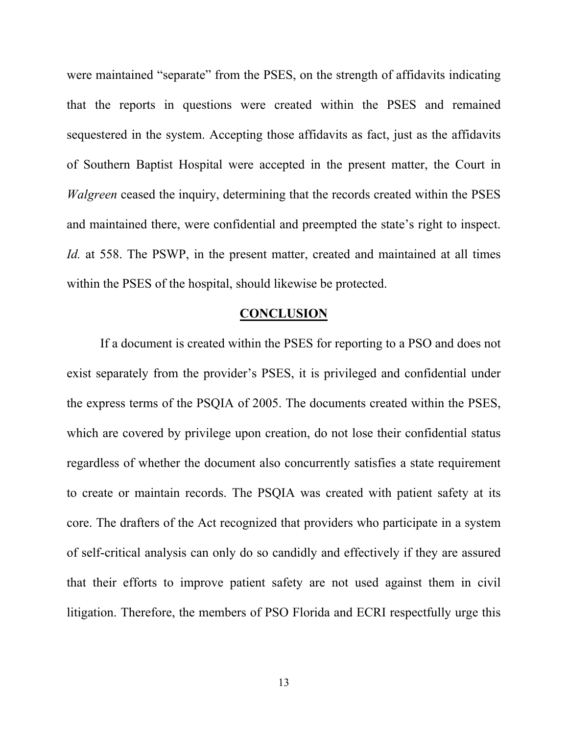were maintained "separate" from the PSES, on the strength of affidavits indicating that the reports in questions were created within the PSES and remained sequestered in the system. Accepting those affidavits as fact, just as the affidavits of Southern Baptist Hospital were accepted in the present matter, the Court in *Walgreen* ceased the inquiry, determining that the records created within the PSES and maintained there, were confidential and preempted the state's right to inspect. *Id.* at 558. The PSWP, in the present matter, created and maintained at all times within the PSES of the hospital, should likewise be protected.

## CONCLUSION

If a document is created within the PSES for reporting to a PSO and does not exist separately from the provider's PSES, it is privileged and confidential under the express terms of the PSQIA of 2005. The documents created within the PSES, which are covered by privilege upon creation, do not lose their confidential status regardless of whether the document also concurrently satisfies a state requirement to create or maintain records. The PSQIA was created with patient safety at its core. The drafters of the Act recognized that providers who participate in a system of self-critical analysis can only do so candidly and effectively if they are assured that their efforts to improve patient safety are not used against them in civil litigation. Therefore, the members of PSO Florida and ECRI respectfully urge this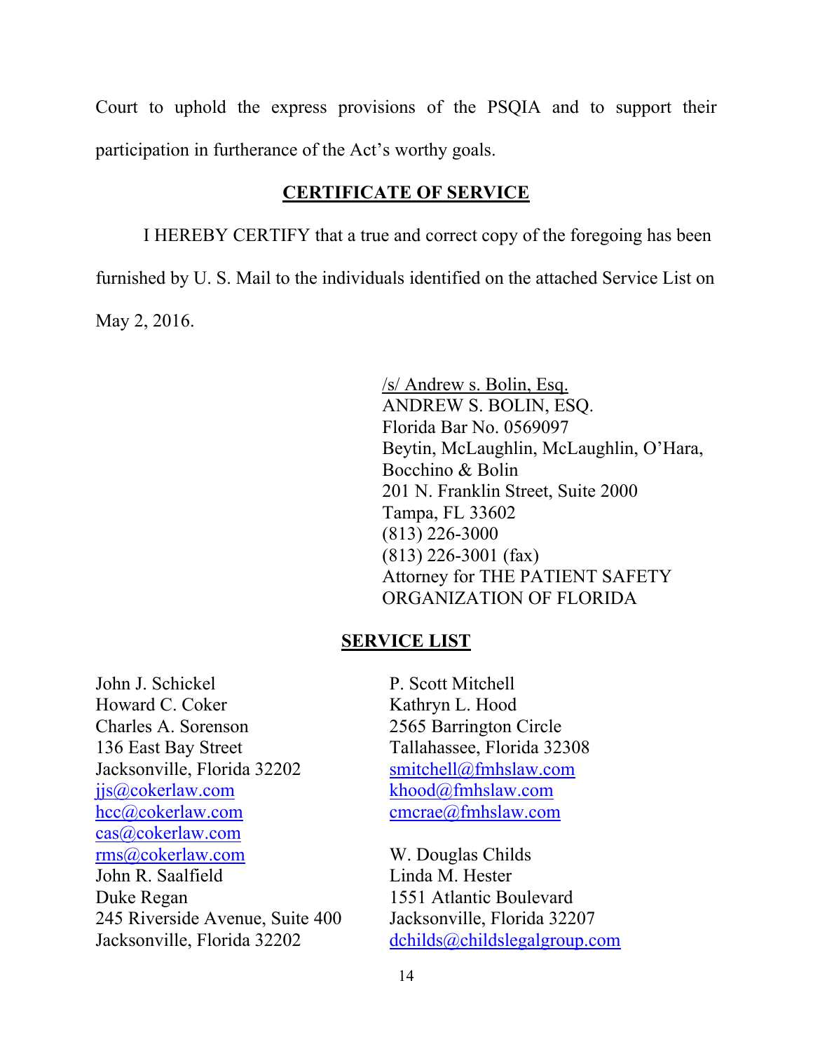Court to uphold the express provisions of the PSQIA and to support their participation in furtherance of the Act's worthy goals.

## CERTIFICATE OF SERVICE

I HEREBY CERTIFY that a true and correct copy of the foregoing has been furnished by U. S. Mail to the individuals identified on the attached Service List on May 2, 2016.

/s/ Andrew s. Bolin, Esq.
ANDREW S. BOLIN, ESQ.
Florida Bar No. 0569097
Beytin, McLaughlin, McLaughlin, O'Hara, Bocchino & Bolin
201 N. Franklin Street, Suite 2000
Tampa, FL 33602
(813) 226-3000
(813) 226-3001 (fax)
Attorney for THE PATIENT SAFETY ORGANIZATION OF FLORIDA

## SERVICE LIST

John J. Schickel
Howard C. Coker
Charles A. Sorenson
136 East Bay Street
Jacksonville, Florida 32202
jjs@cokerlaw.com
hcc@cokerlaw.com
cas@cokerlaw.com
rms@cokerlaw.com
John R. Saalfield
Duke Regan
245 Riverside Avenue, Suite 400
Jacksonville, Florida 32202

P. Scott Mitchell
Kathryn L. Hood
2565 Barrington Circle
Tallahassee, Florida 32308
smitchell@fmhslaw.com
khood@fmhslaw.com
cmcrae@fmhslaw.com

W. Douglas Childs
Linda M. Hester
1551 Atlantic Boulevard
Jacksonville, Florida 32207
dchilds@childslegalgroup.com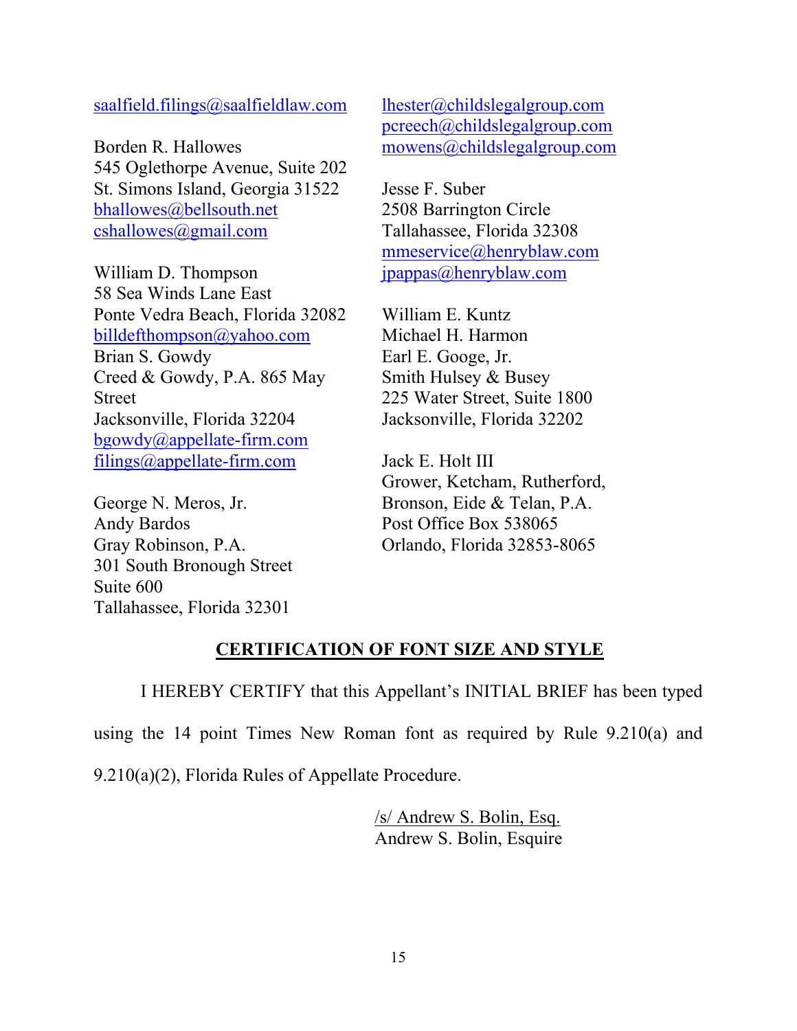saalfield.filings@saalfieldlaw.com

Borden R. Hallowes
545 Oglethorpe Avenue, Suite 202
St. Simons Island, Georgia 31522
bhallowes@bellsouth.net
cshallowes@gmail.com

William D. Thompson
58 Sea Winds Lane East
Ponte Vedra Beach, Florida 32082
billdefthompson@yahoo.com
Brian S. Gowdy
Creed & Gowdy, P.A. 865 May Street
Jacksonville, Florida 32204
bgowdy@appellate-firm.com
filings@appellate-firm.com

George N. Meros, Jr.
Andy Bardos
Gray Robinson, P.A.
301 South Bronough Street
Suite 600
Tallahassee, Florida 32301

lhester@childslegalgroup.com
pcreech@childslegalgroup.com
mowens@childslegalgroup.com

Jesse F. Suber
2508 Barrington Circle
Tallahassee, Florida 32308
mmeservice@henryblaw.com
jpappas@henryblaw.com

William E. Kuntz
Michael H. Harmon
Earl E. Googe, Jr.
Smith Hulsey & Busey
225 Water Street, Suite 1800
Jacksonville, Florida 32202

Jack E. Holt III
Grower, Ketcham, Rutherford, Bronson, Eide & Telan, P.A.
Post Office Box 538065
Orlando, Florida 32853-8065

## CERTIFICATION OF FONT SIZE AND STYLE

I HEREBY CERTIFY that this Appellant's INITIAL BRIEF has been typed using the 14 point Times New Roman font as required by Rule 9.210(a) and 9.210(a)(2), Florida Rules of Appellate Procedure.

/s/ Andrew S. Bolin, Esq.
Andrew S. Bolin, Esquire